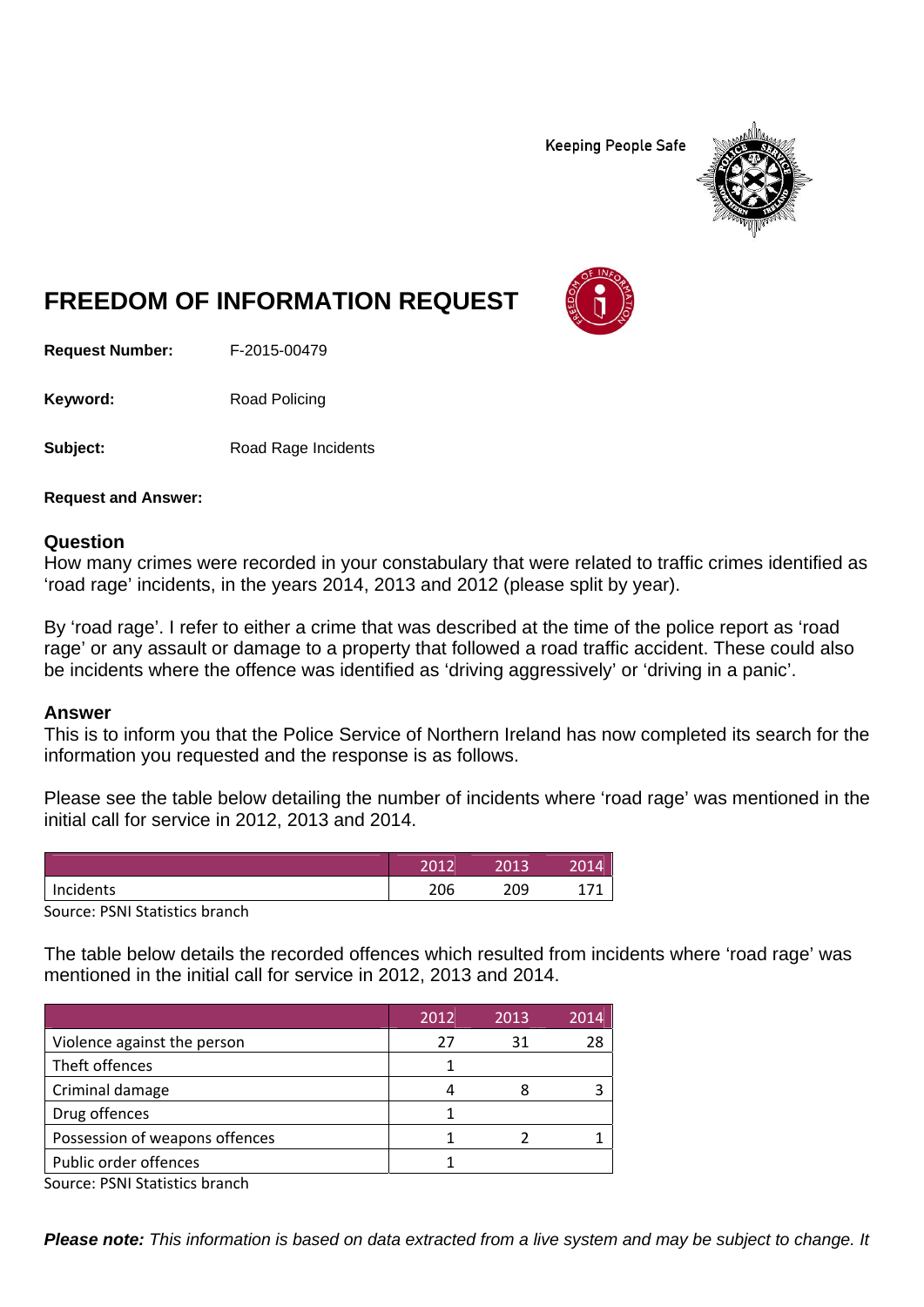Keeping People Safe

# FREEDOM OF INFORMATION REQUEST

**Request Number:** F-2015-00479

**Keyword:** Road Policing

**Subject:** Road Rage Incidents

**Request and Answer:**

## Question

How many crimes were recorded in your constabulary that were related to traffic crimes identified as 'road rage' incidents, in the years 2014, 2013 and 2012 (please split by year).

By 'road rage'. I refer to either a crime that was described at the time of the police report as 'road rage' or any assault or damage to a property that followed a road traffic accident. These could also be incidents where the offence was identified as 'driving aggressively' or 'driving in a panic'.

## Answer

This is to inform you that the Police Service of Northern Ireland has now completed its search for the information you requested and the response is as follows.

Please see the table below detailing the number of incidents where 'road rage' was mentioned in the initial call for service in 2012, 2013 and 2014.

| | 2012 | 2013 | 2014 |
|---|---|---|---|
| Incidents | 206 | 209 | 171 |

Source: PSNI Statistics branch

The table below details the recorded offences which resulted from incidents where 'road rage' was mentioned in the initial call for service in 2012, 2013 and 2014.

| | 2012 | 2013 | 2014 |
|---|---|---|---|
| Violence against the person | 27 | 31 | 28 |
| Theft offences | 1 | | |
| Criminal damage | 4 | 8 | 3 |
| Drug offences | 1 | | |
| Possession of weapons offences | 1 | 2 | 1 |
| Public order offences | 1 | | |

Source: PSNI Statistics branch

***Please note:*** *This information is based on data extracted from a live system and may be subject to change. It*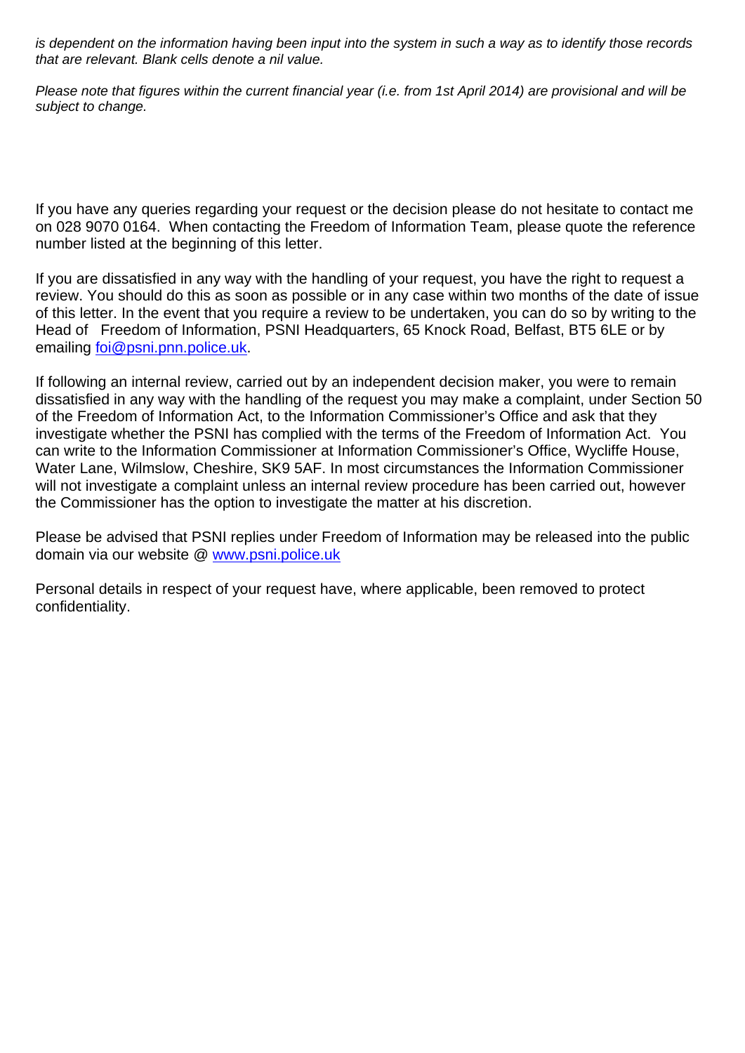*is dependent on the information having been input into the system in such a way as to identify those records that are relevant. Blank cells denote a nil value.*

*Please note that figures within the current financial year (i.e. from 1st April 2014) are provisional and will be subject to change.*

If you have any queries regarding your request or the decision please do not hesitate to contact me on 028 9070 0164. When contacting the Freedom of Information Team, please quote the reference number listed at the beginning of this letter.

If you are dissatisfied in any way with the handling of your request, you have the right to request a review. You should do this as soon as possible or in any case within two months of the date of issue of this letter. In the event that you require a review to be undertaken, you can do so by writing to the Head of Freedom of Information, PSNI Headquarters, 65 Knock Road, Belfast, BT5 6LE or by emailing foi@psni.pnn.police.uk.

If following an internal review, carried out by an independent decision maker, you were to remain dissatisfied in any way with the handling of the request you may make a complaint, under Section 50 of the Freedom of Information Act, to the Information Commissioner's Office and ask that they investigate whether the PSNI has complied with the terms of the Freedom of Information Act. You can write to the Information Commissioner at Information Commissioner's Office, Wycliffe House, Water Lane, Wilmslow, Cheshire, SK9 5AF. In most circumstances the Information Commissioner will not investigate a complaint unless an internal review procedure has been carried out, however the Commissioner has the option to investigate the matter at his discretion.

Please be advised that PSNI replies under Freedom of Information may be released into the public domain via our website @ www.psni.police.uk

Personal details in respect of your request have, where applicable, been removed to protect confidentiality.